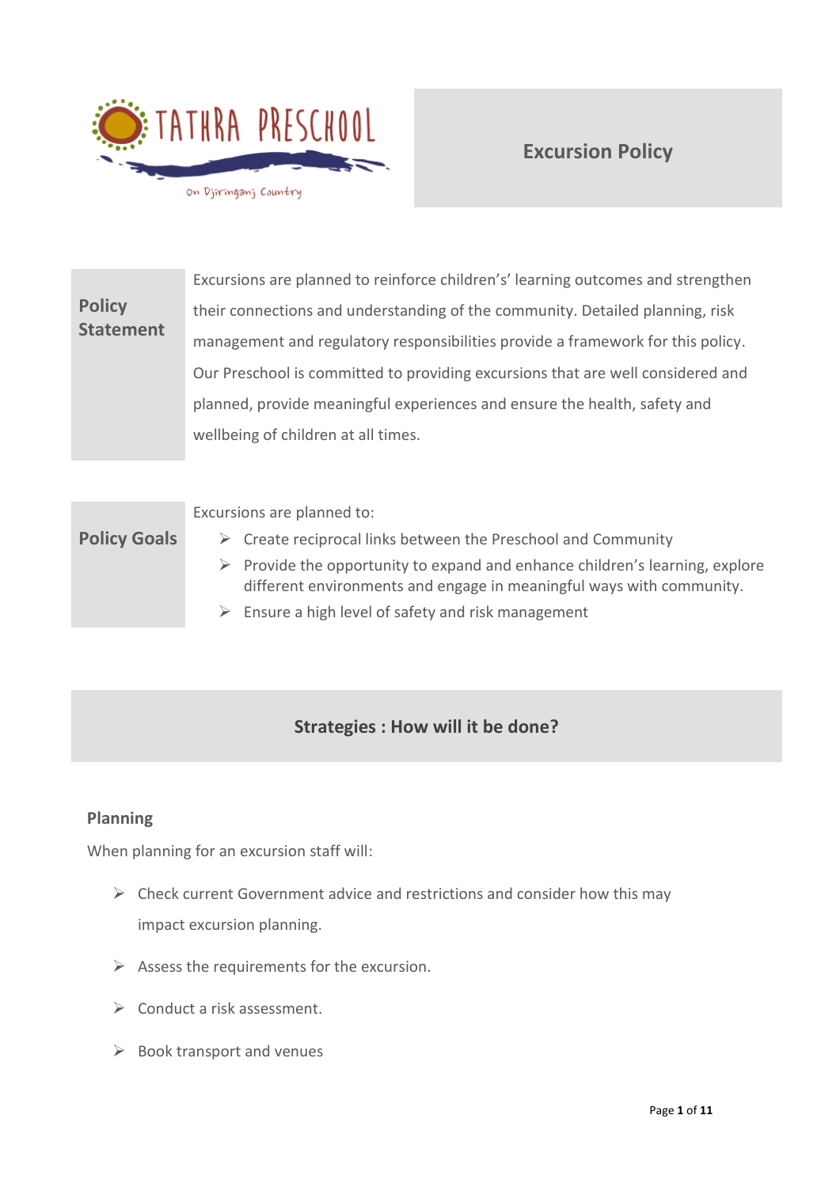TATHRA PRESCHOOL

On Djiringanj Country

# Excursion Policy

| Policy Statement | Excursions are planned to reinforce children's' learning outcomes and strengthen their connections and understanding of the community. Detailed planning, risk management and regulatory responsibilities provide a framework for this policy. Our Preschool is committed to providing excursions that are well considered and planned, provide meaningful experiences and ensure the health, safety and wellbeing of children at all times. |
|---|---|

| Policy Goals | Excursions are planned to:<br>➢ Create reciprocal links between the Preschool and Community<br>➢ Provide the opportunity to expand and enhance children's learning, explore different environments and engage in meaningful ways with community.<br>➢ Ensure a high level of safety and risk management |
|---|---|

## Strategies : How will it be done?

### Planning

When planning for an excursion staff will:

- Check current Government advice and restrictions and consider how this may impact excursion planning.
- Assess the requirements for the excursion.
- Conduct a risk assessment.
- Book transport and venues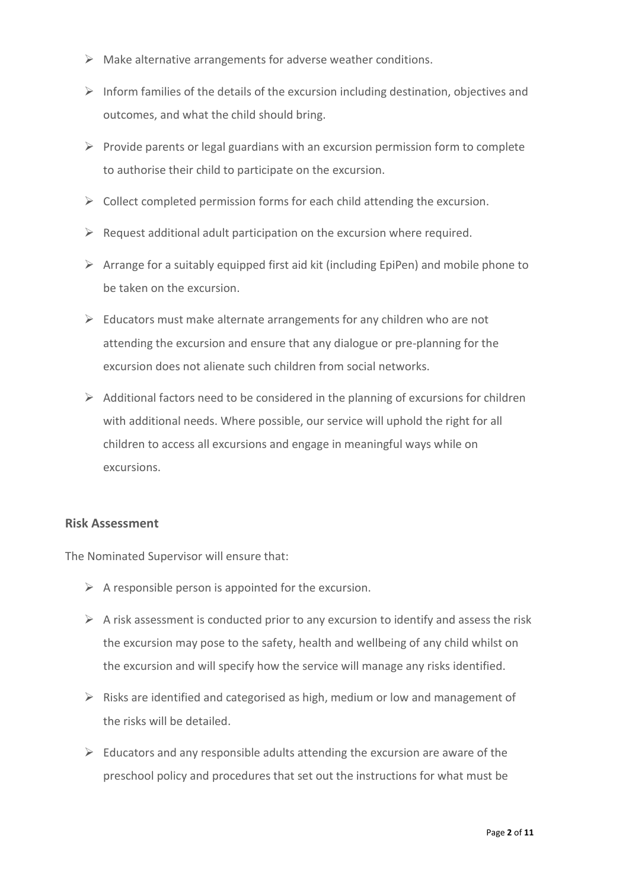- Make alternative arrangements for adverse weather conditions.
- Inform families of the details of the excursion including destination, objectives and outcomes, and what the child should bring.
- Provide parents or legal guardians with an excursion permission form to complete to authorise their child to participate on the excursion.
- Collect completed permission forms for each child attending the excursion.
- Request additional adult participation on the excursion where required.
- Arrange for a suitably equipped first aid kit (including EpiPen) and mobile phone to be taken on the excursion.
- Educators must make alternate arrangements for any children who are not attending the excursion and ensure that any dialogue or pre-planning for the excursion does not alienate such children from social networks.
- Additional factors need to be considered in the planning of excursions for children with additional needs. Where possible, our service will uphold the right for all children to access all excursions and engage in meaningful ways while on excursions.

**Risk Assessment**

The Nominated Supervisor will ensure that:

- A responsible person is appointed for the excursion.
- A risk assessment is conducted prior to any excursion to identify and assess the risk the excursion may pose to the safety, health and wellbeing of any child whilst on the excursion and will specify how the service will manage any risks identified.
- Risks are identified and categorised as high, medium or low and management of the risks will be detailed.
- Educators and any responsible adults attending the excursion are aware of the preschool policy and procedures that set out the instructions for what must be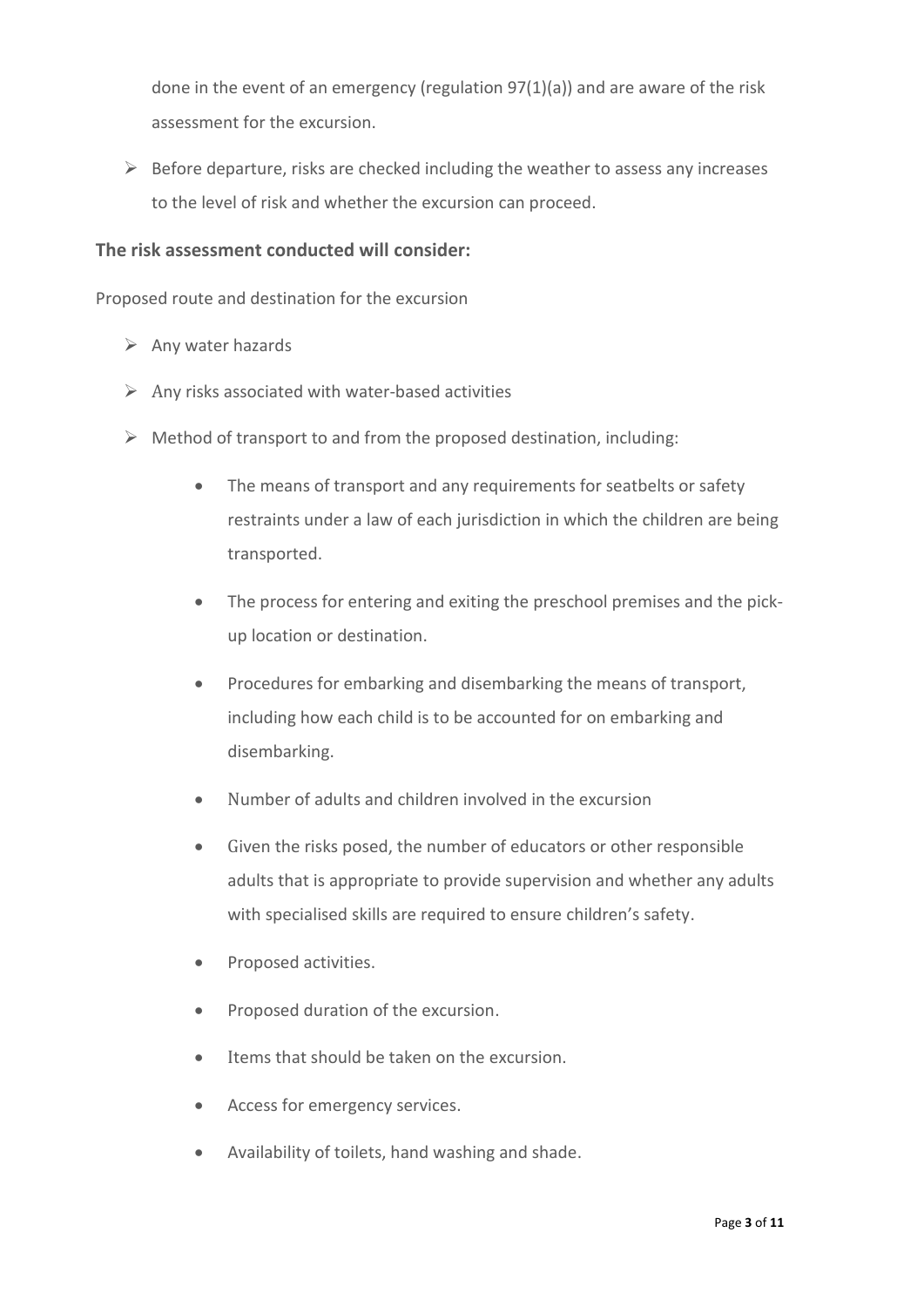done in the event of an emergency (regulation 97(1)(a)) and are aware of the risk assessment for the excursion.

- Before departure, risks are checked including the weather to assess any increases to the level of risk and whether the excursion can proceed.

**The risk assessment conducted will consider:**

Proposed route and destination for the excursion

- Any water hazards
- Any risks associated with water-based activities
- Method of transport to and from the proposed destination, including:
  - The means of transport and any requirements for seatbelts or safety restraints under a law of each jurisdiction in which the children are being transported.
  - The process for entering and exiting the preschool premises and the pick-up location or destination.
  - Procedures for embarking and disembarking the means of transport, including how each child is to be accounted for on embarking and disembarking.
  - Number of adults and children involved in the excursion
  - Given the risks posed, the number of educators or other responsible adults that is appropriate to provide supervision and whether any adults with specialised skills are required to ensure children's safety.
  - Proposed activities.
  - Proposed duration of the excursion.
  - Items that should be taken on the excursion.
  - Access for emergency services.
  - Availability of toilets, hand washing and shade.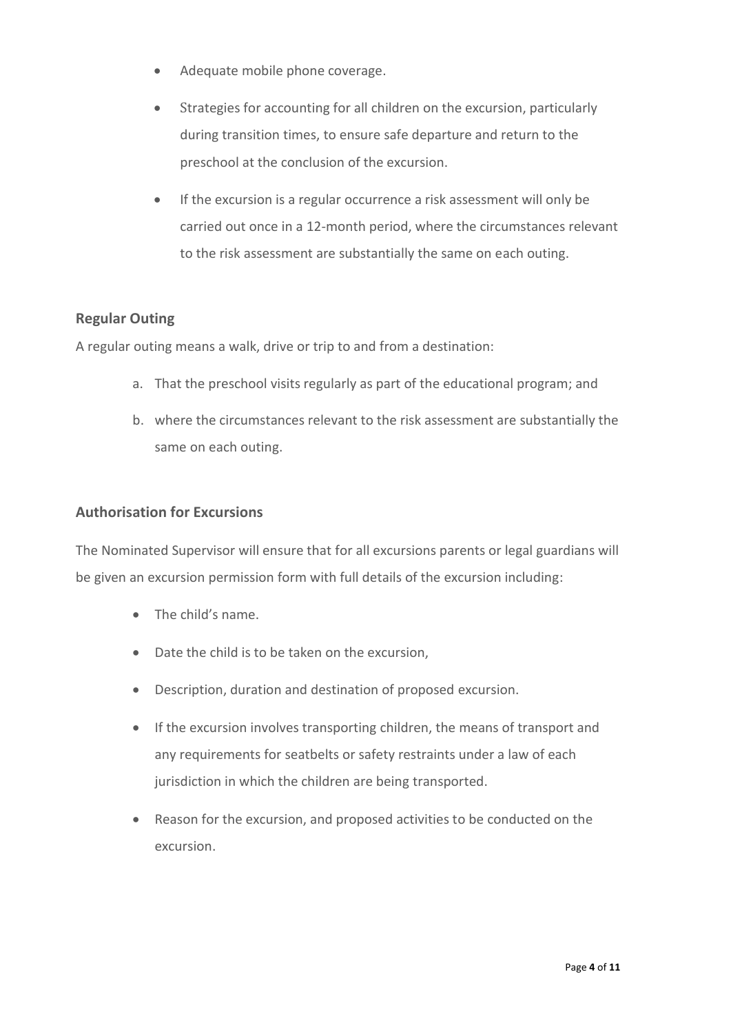- Adequate mobile phone coverage.
- Strategies for accounting for all children on the excursion, particularly during transition times, to ensure safe departure and return to the preschool at the conclusion of the excursion.
- If the excursion is a regular occurrence a risk assessment will only be carried out once in a 12-month period, where the circumstances relevant to the risk assessment are substantially the same on each outing.

### Regular Outing

A regular outing means a walk, drive or trip to and from a destination:

a. That the preschool visits regularly as part of the educational program; and
b. where the circumstances relevant to the risk assessment are substantially the same on each outing.

### Authorisation for Excursions

The Nominated Supervisor will ensure that for all excursions parents or legal guardians will be given an excursion permission form with full details of the excursion including:

- The child's name.
- Date the child is to be taken on the excursion,
- Description, duration and destination of proposed excursion.
- If the excursion involves transporting children, the means of transport and any requirements for seatbelts or safety restraints under a law of each jurisdiction in which the children are being transported.
- Reason for the excursion, and proposed activities to be conducted on the excursion.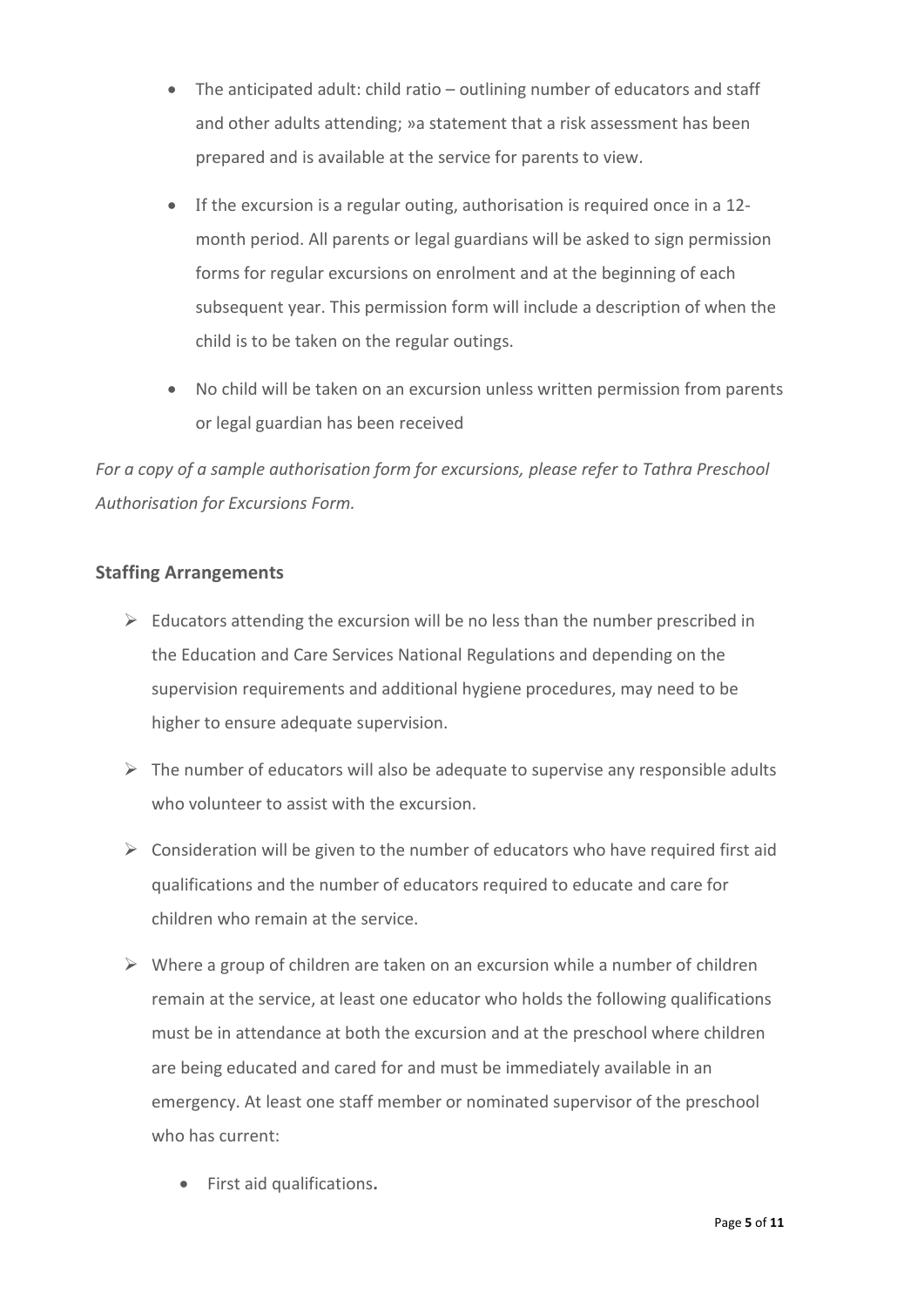- The anticipated adult: child ratio – outlining number of educators and staff and other adults attending; »a statement that a risk assessment has been prepared and is available at the service for parents to view.
- If the excursion is a regular outing, authorisation is required once in a 12-month period. All parents or legal guardians will be asked to sign permission forms for regular excursions on enrolment and at the beginning of each subsequent year. This permission form will include a description of when the child is to be taken on the regular outings.
- No child will be taken on an excursion unless written permission from parents or legal guardian has been received

*For a copy of a sample authorisation form for excursions, please refer to Tathra Preschool Authorisation for Excursions Form.*

### Staffing Arrangements

- Educators attending the excursion will be no less than the number prescribed in the Education and Care Services National Regulations and depending on the supervision requirements and additional hygiene procedures, may need to be higher to ensure adequate supervision.
- The number of educators will also be adequate to supervise any responsible adults who volunteer to assist with the excursion.
- Consideration will be given to the number of educators who have required first aid qualifications and the number of educators required to educate and care for children who remain at the service.
- Where a group of children are taken on an excursion while a number of children remain at the service, at least one educator who holds the following qualifications must be in attendance at both the excursion and at the preschool where children are being educated and cared for and must be immediately available in an emergency. At least one staff member or nominated supervisor of the preschool who has current:
    - First aid qualifications**.**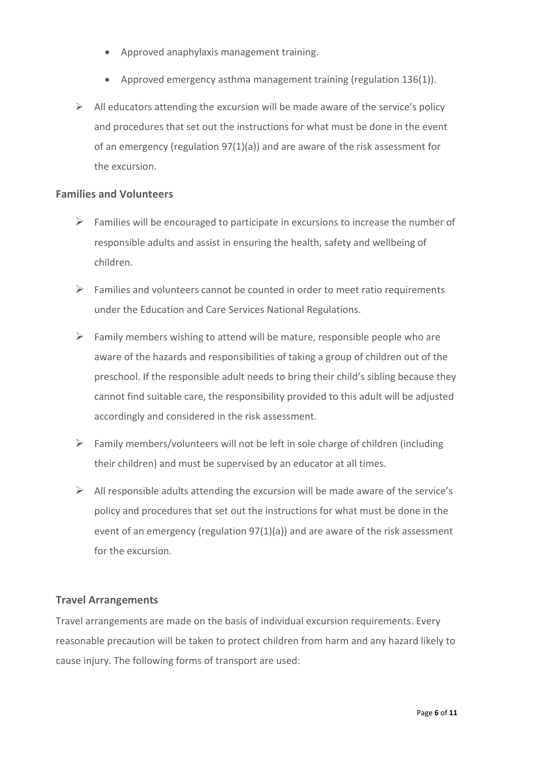- Approved anaphylaxis management training.
    - Approved emergency asthma management training (regulation 136(1)).

- All educators attending the excursion will be made aware of the service's policy and procedures that set out the instructions for what must be done in the event of an emergency (regulation 97(1)(a)) and are aware of the risk assessment for the excursion.

### Families and Volunteers

- Families will be encouraged to participate in excursions to increase the number of responsible adults and assist in ensuring the health, safety and wellbeing of children.
- Families and volunteers cannot be counted in order to meet ratio requirements under the Education and Care Services National Regulations.
- Family members wishing to attend will be mature, responsible people who are aware of the hazards and responsibilities of taking a group of children out of the preschool. If the responsible adult needs to bring their child's sibling because they cannot find suitable care, the responsibility provided to this adult will be adjusted accordingly and considered in the risk assessment.
- Family members/volunteers will not be left in sole charge of children (including their children) and must be supervised by an educator at all times.
- All responsible adults attending the excursion will be made aware of the service's policy and procedures that set out the instructions for what must be done in the event of an emergency (regulation 97(1)(a)) and are aware of the risk assessment for the excursion.

### Travel Arrangements

Travel arrangements are made on the basis of individual excursion requirements. Every reasonable precaution will be taken to protect children from harm and any hazard likely to cause injury. The following forms of transport are used: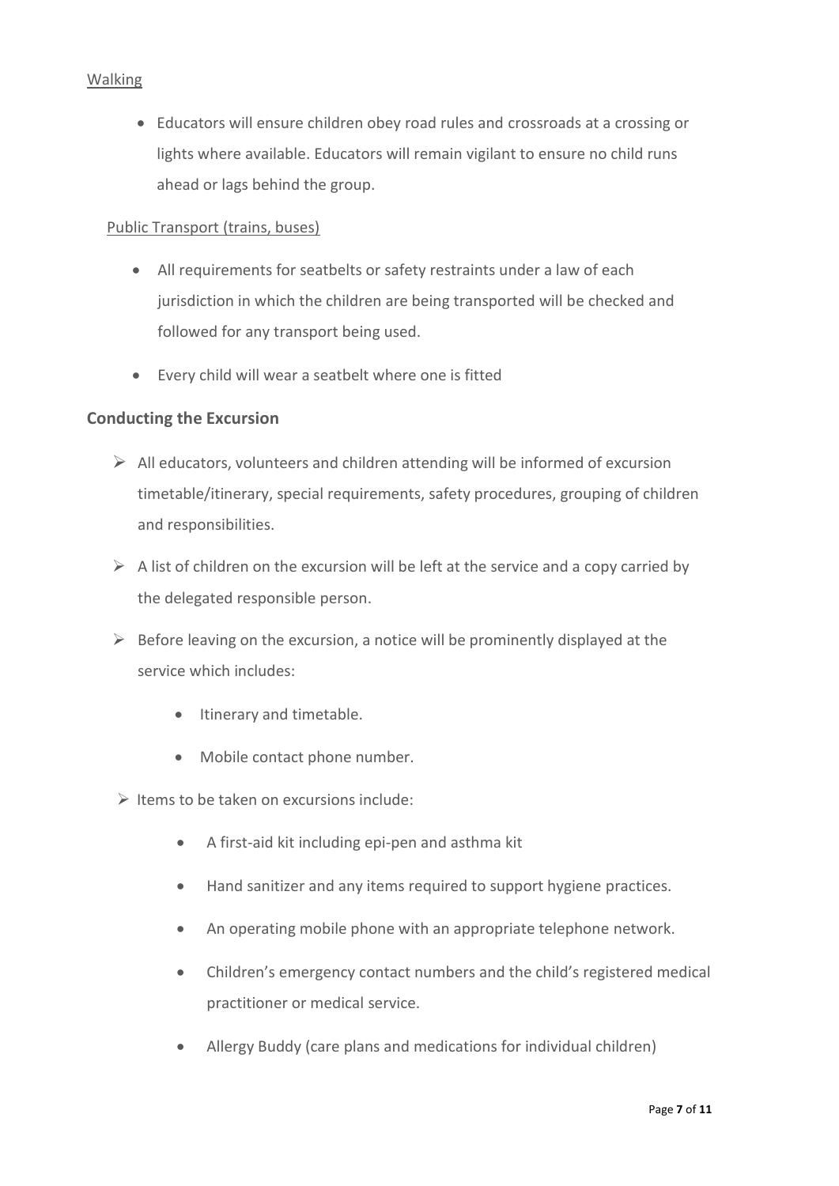Walking

- Educators will ensure children obey road rules and crossroads at a crossing or lights where available. Educators will remain vigilant to ensure no child runs ahead or lags behind the group.

Public Transport (trains, buses)

- All requirements for seatbelts or safety restraints under a law of each jurisdiction in which the children are being transported will be checked and followed for any transport being used.
- Every child will wear a seatbelt where one is fitted

**Conducting the Excursion**

- All educators, volunteers and children attending will be informed of excursion timetable/itinerary, special requirements, safety procedures, grouping of children and responsibilities.
- A list of children on the excursion will be left at the service and a copy carried by the delegated responsible person.
- Before leaving on the excursion, a notice will be prominently displayed at the service which includes:
  - Itinerary and timetable.
  - Mobile contact phone number.
- Items to be taken on excursions include:
  - A first-aid kit including epi-pen and asthma kit
  - Hand sanitizer and any items required to support hygiene practices.
  - An operating mobile phone with an appropriate telephone network.
  - Children's emergency contact numbers and the child's registered medical practitioner or medical service.
  - Allergy Buddy (care plans and medications for individual children)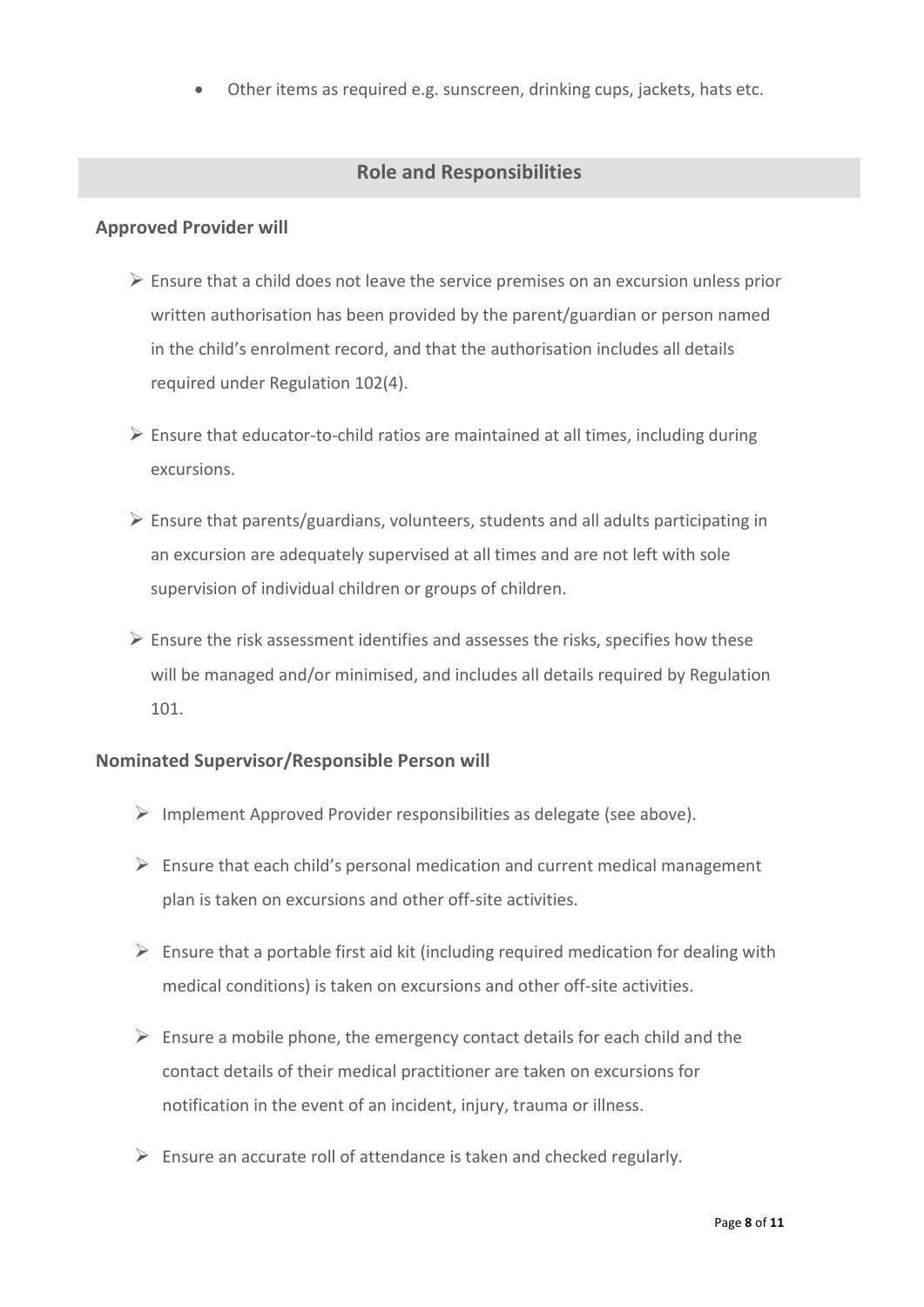- Other items as required e.g. sunscreen, drinking cups, jackets, hats etc.

## Role and Responsibilities

### Approved Provider will

- Ensure that a child does not leave the service premises on an excursion unless prior written authorisation has been provided by the parent/guardian or person named in the child's enrolment record, and that the authorisation includes all details required under Regulation 102(4).
- Ensure that educator-to-child ratios are maintained at all times, including during excursions.
- Ensure that parents/guardians, volunteers, students and all adults participating in an excursion are adequately supervised at all times and are not left with sole supervision of individual children or groups of children.
- Ensure the risk assessment identifies and assesses the risks, specifies how these will be managed and/or minimised, and includes all details required by Regulation 101.

### Nominated Supervisor/Responsible Person will

- Implement Approved Provider responsibilities as delegate (see above).
- Ensure that each child's personal medication and current medical management plan is taken on excursions and other off-site activities.
- Ensure that a portable first aid kit (including required medication for dealing with medical conditions) is taken on excursions and other off-site activities.
- Ensure a mobile phone, the emergency contact details for each child and the contact details of their medical practitioner are taken on excursions for notification in the event of an incident, injury, trauma or illness.
- Ensure an accurate roll of attendance is taken and checked regularly.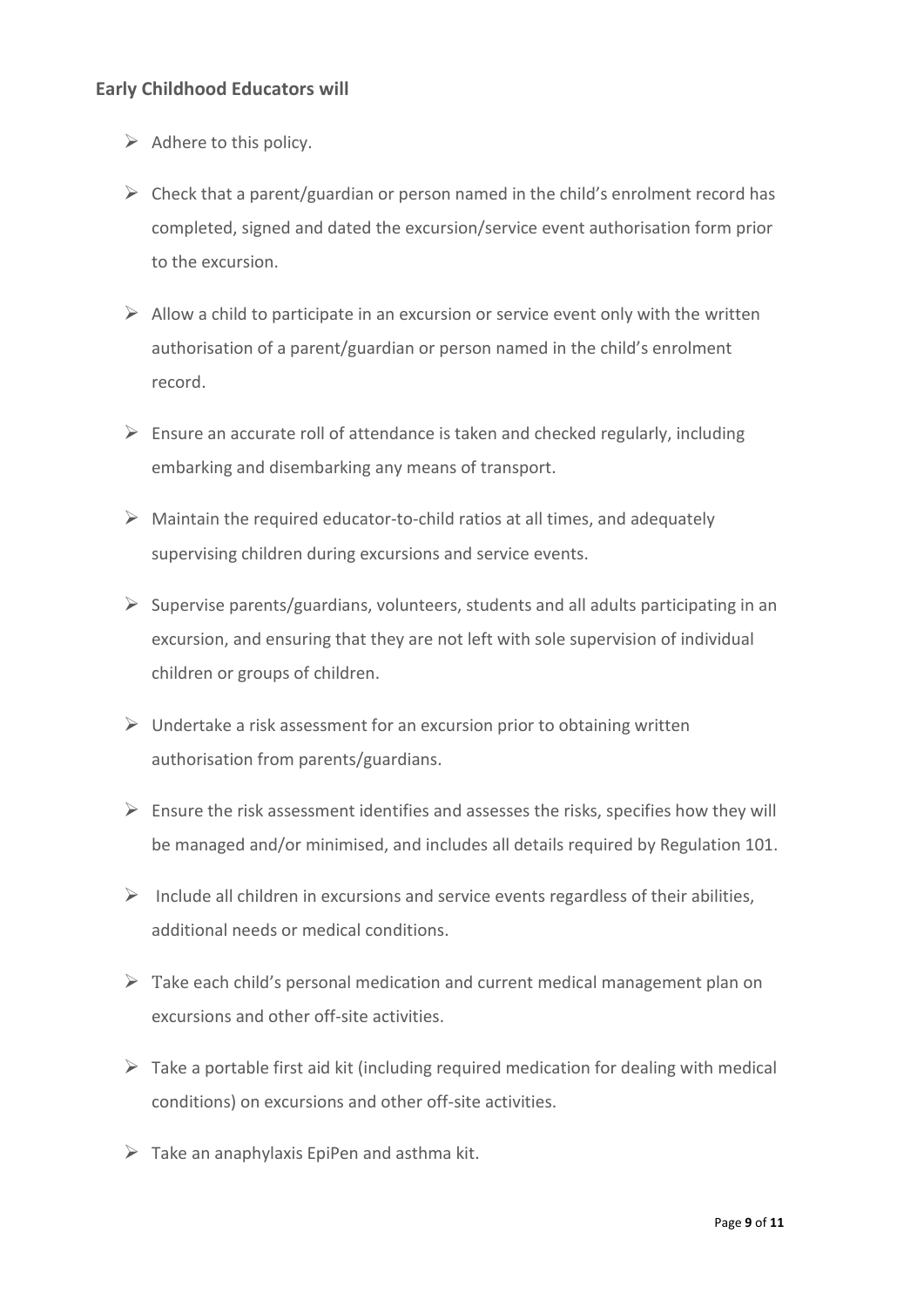### Early Childhood Educators will

- Adhere to this policy.
- Check that a parent/guardian or person named in the child's enrolment record has completed, signed and dated the excursion/service event authorisation form prior to the excursion.
- Allow a child to participate in an excursion or service event only with the written authorisation of a parent/guardian or person named in the child's enrolment record.
- Ensure an accurate roll of attendance is taken and checked regularly, including embarking and disembarking any means of transport.
- Maintain the required educator-to-child ratios at all times, and adequately supervising children during excursions and service events.
- Supervise parents/guardians, volunteers, students and all adults participating in an excursion, and ensuring that they are not left with sole supervision of individual children or groups of children.
- Undertake a risk assessment for an excursion prior to obtaining written authorisation from parents/guardians.
- Ensure the risk assessment identifies and assesses the risks, specifies how they will be managed and/or minimised, and includes all details required by Regulation 101.
- Include all children in excursions and service events regardless of their abilities, additional needs or medical conditions.
- Take each child's personal medication and current medical management plan on excursions and other off-site activities.
- Take a portable first aid kit (including required medication for dealing with medical conditions) on excursions and other off-site activities.
- Take an anaphylaxis EpiPen and asthma kit.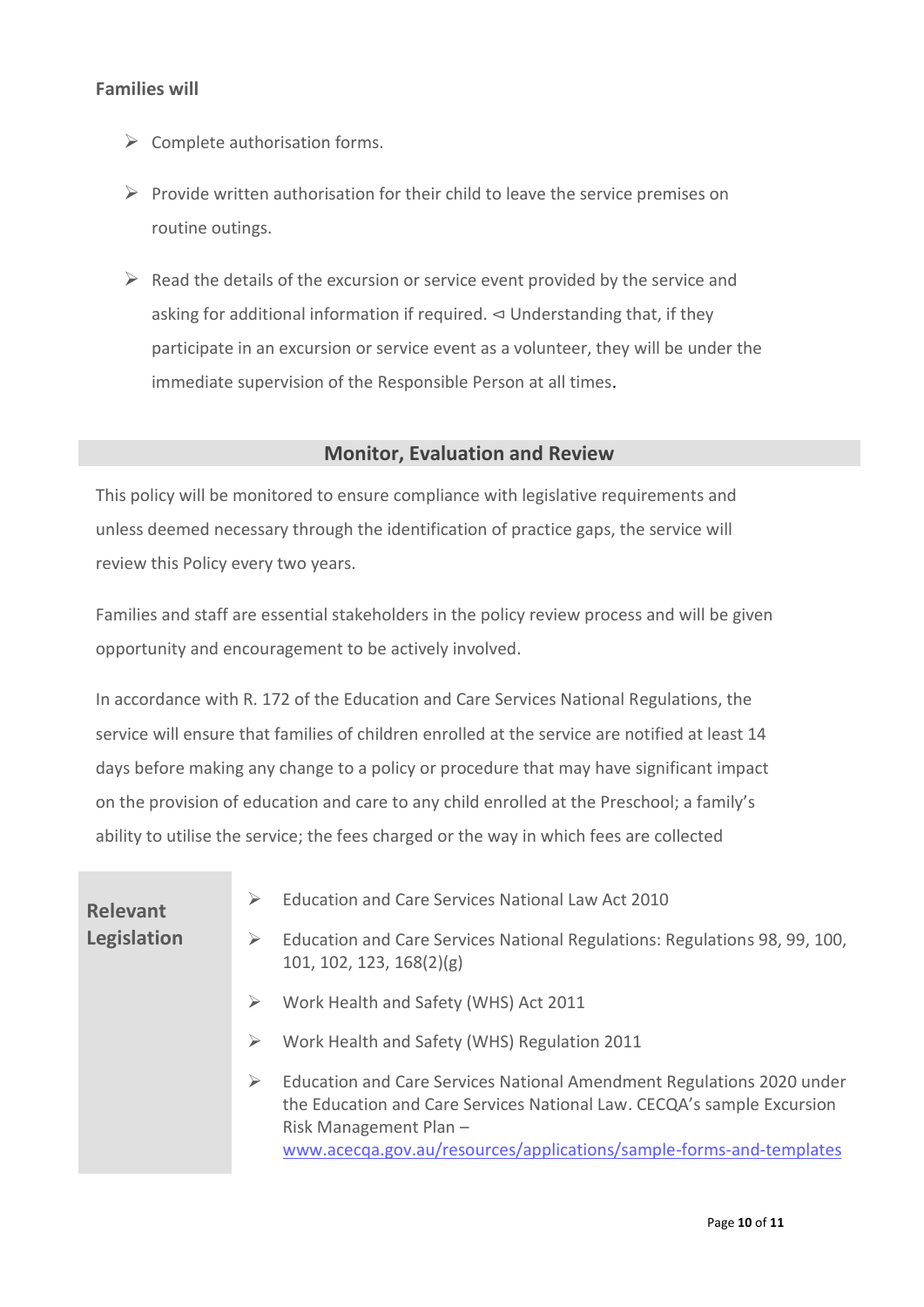**Families will**

- Complete authorisation forms.
- Provide written authorisation for their child to leave the service premises on routine outings.
- Read the details of the excursion or service event provided by the service and asking for additional information if required. ⊲ Understanding that, if they participate in an excursion or service event as a volunteer, they will be under the immediate supervision of the Responsible Person at all times.

## Monitor, Evaluation and Review

This policy will be monitored to ensure compliance with legislative requirements and unless deemed necessary through the identification of practice gaps, the service will review this Policy every two years.

Families and staff are essential stakeholders in the policy review process and will be given opportunity and encouragement to be actively involved.

In accordance with R. 172 of the Education and Care Services National Regulations, the service will ensure that families of children enrolled at the service are notified at least 14 days before making any change to a policy or procedure that may have significant impact on the provision of education and care to any child enrolled at the Preschool; a family's ability to utilise the service; the fees charged or the way in which fees are collected

**Relevant Legislation**

- Education and Care Services National Law Act 2010
- Education and Care Services National Regulations: Regulations 98, 99, 100, 101, 102, 123, 168(2)(g)
- Work Health and Safety (WHS) Act 2011
- Work Health and Safety (WHS) Regulation 2011
- Education and Care Services National Amendment Regulations 2020 under the Education and Care Services National Law. CECQA's sample Excursion Risk Management Plan – [www.acecqa.gov.au/resources/applications/sample-forms-and-templates](www.acecqa.gov.au/resources/applications/sample-forms-and-templates)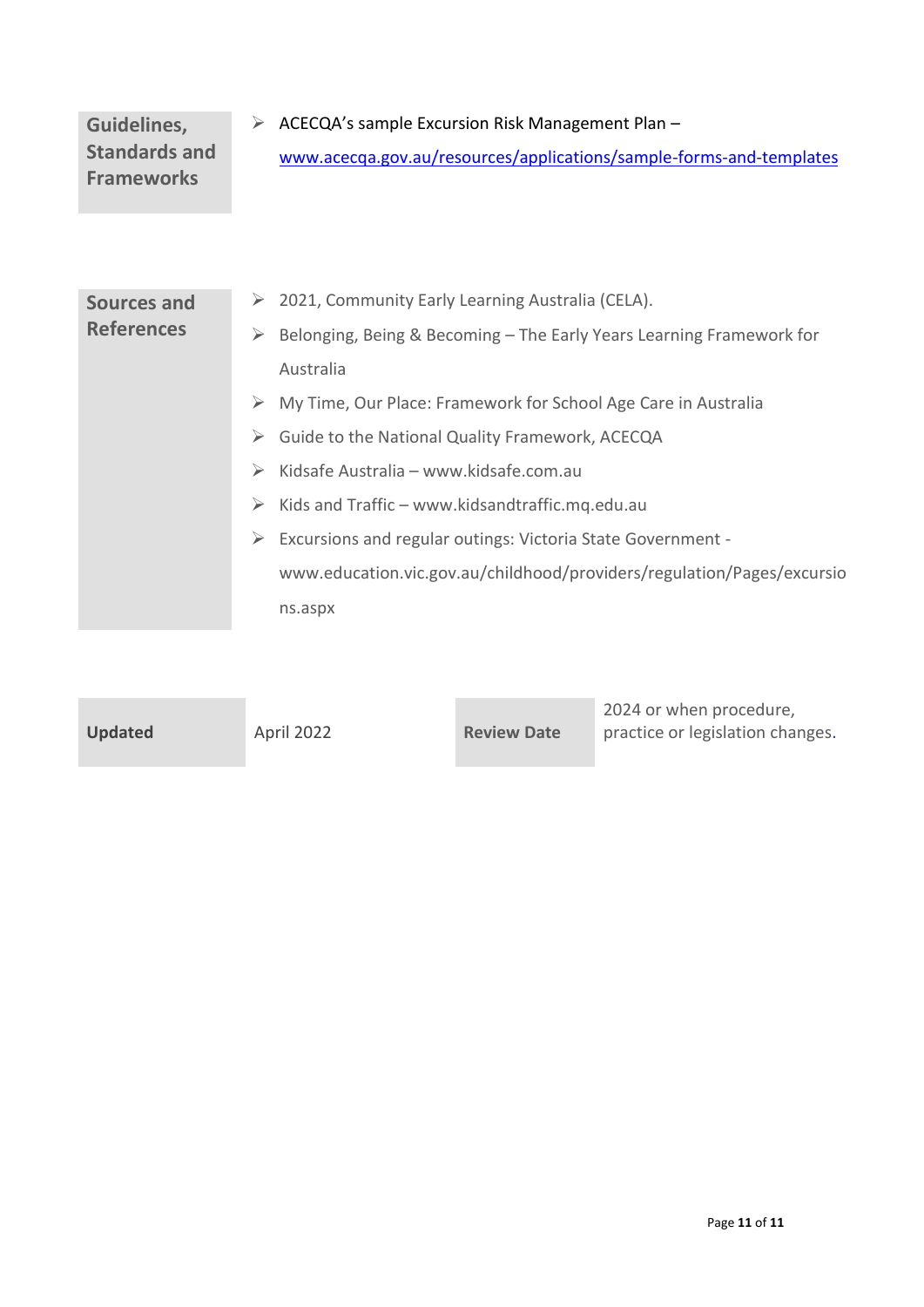| | |
|---|---|
| **Guidelines, Standards and Frameworks** | ➢ ACECQA's sample Excursion Risk Management Plan – [www.acecqa.gov.au/resources/applications/sample-forms-and-templates](http://www.acecqa.gov.au/resources/applications/sample-forms-and-templates) |

| | |
|---|---|
| **Sources and References** | ➢ 2021, Community Early Learning Australia (CELA).<br>➢ Belonging, Being & Becoming – The Early Years Learning Framework for Australia<br>➢ My Time, Our Place: Framework for School Age Care in Australia<br>➢ Guide to the National Quality Framework, ACECQA<br>➢ Kidsafe Australia – www.kidsafe.com.au<br>➢ Kids and Traffic – www.kidsandtraffic.mq.edu.au<br>➢ Excursions and regular outings: Victoria State Government - www.education.vic.gov.au/childhood/providers/regulation/Pages/excursions.aspx |

| | | | |
|---|---|---|---|
| **Updated** | April 2022 | **Review Date** | 2024 or when procedure, practice or legislation changes. |